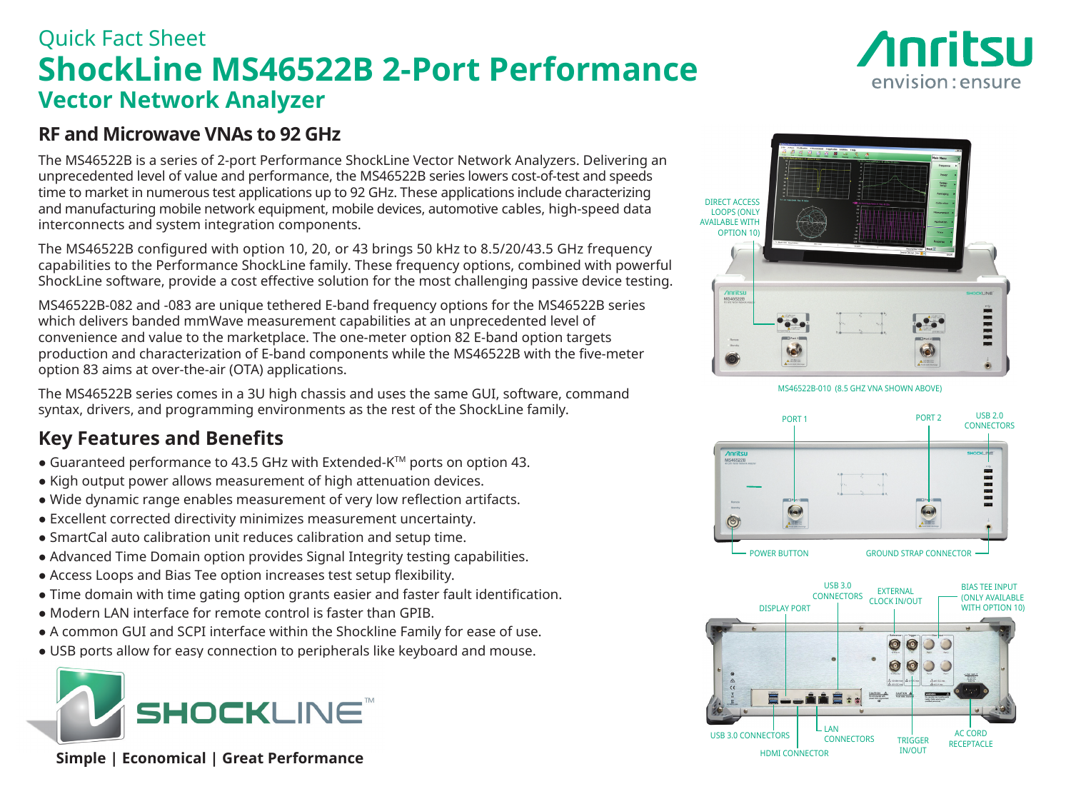Quick Fact Sheet

# ShockLine MS46522B 2-Port Performance Vector Network Analyzer

## RF and Microwave VNAs to 92 GHz

The MS46522B is a series of 2-port Performance ShockLine Vector Network Analyzers. Delivering an unprecedented level of value and performance, the MS46522B series lowers cost-of-test and speeds time to market in numerous test applications up to 92 GHz. These applications include characterizing and manufacturing mobile network equipment, mobile devices, automotive cables, high-speed data interconnects and system integration components.

The MS46522B configured with option 10, 20, or 43 brings 50 kHz to 8.5/20/43.5 GHz frequency capabilities to the Performance ShockLine family. These frequency options, combined with powerful ShockLine software, provide a cost effective solution for the most challenging passive device testing.

MS46522B-082 and -083 are unique tethered E-band frequency options for the MS46522B series which delivers banded mmWave measurement capabilities at an unprecedented level of convenience and value to the marketplace. The one-meter option 82 E-band option targets production and characterization of E-band components while the MS46522B with the five-meter option 83 aims at over-the-air (OTA) applications.

The MS46522B series comes in a 3U high chassis and uses the same GUI, software, command syntax, drivers, and programming environments as the rest of the ShockLine family.

## Key Features and Benefits

- Guaranteed performance to 43.5 GHz with Extended-K™ ports on option 43.
- Kigh output power allows measurement of high attenuation devices.
- Wide dynamic range enables measurement of very low reflection artifacts.
- Excellent corrected directivity minimizes measurement uncertainty.
- SmartCal auto calibration unit reduces calibration and setup time.
- Advanced Time Domain option provides Signal Integrity testing capabilities.
- Access Loops and Bias Tee option increases test setup flexibility.
- Time domain with time gating option grants easier and faster fault identification.
- Modern LAN interface for remote control is faster than GPIB.
- A common GUI and SCPI interface within the Shockline Family for ease of use.
- USB ports allow for easy connection to peripherals like keyboard and mouse.

SHOCKLINE™

**Simple | Economical | Great Performance**

DIRECT ACCESS LOOPS (ONLY AVAILABLE WITH OPTION 10)

MS46522B-010 (8.5 GHZ VNA SHOWN ABOVE)

PORT 1 | PORT 2 | USB 2.0 CONNECTORS | POWER BUTTON | GROUND STRAP CONNECTOR

DISPLAY PORT | USB 3.0 CONNECTORS | EXTERNAL CLOCK IN/OUT | BIAS TEE INPUT (ONLY AVAILABLE WITH OPTION 10) | USB 3.0 CONNECTORS | HDMI CONNECTOR | LAN CONNECTORS | TRIGGER IN/OUT | AC CORD RECEPTACLE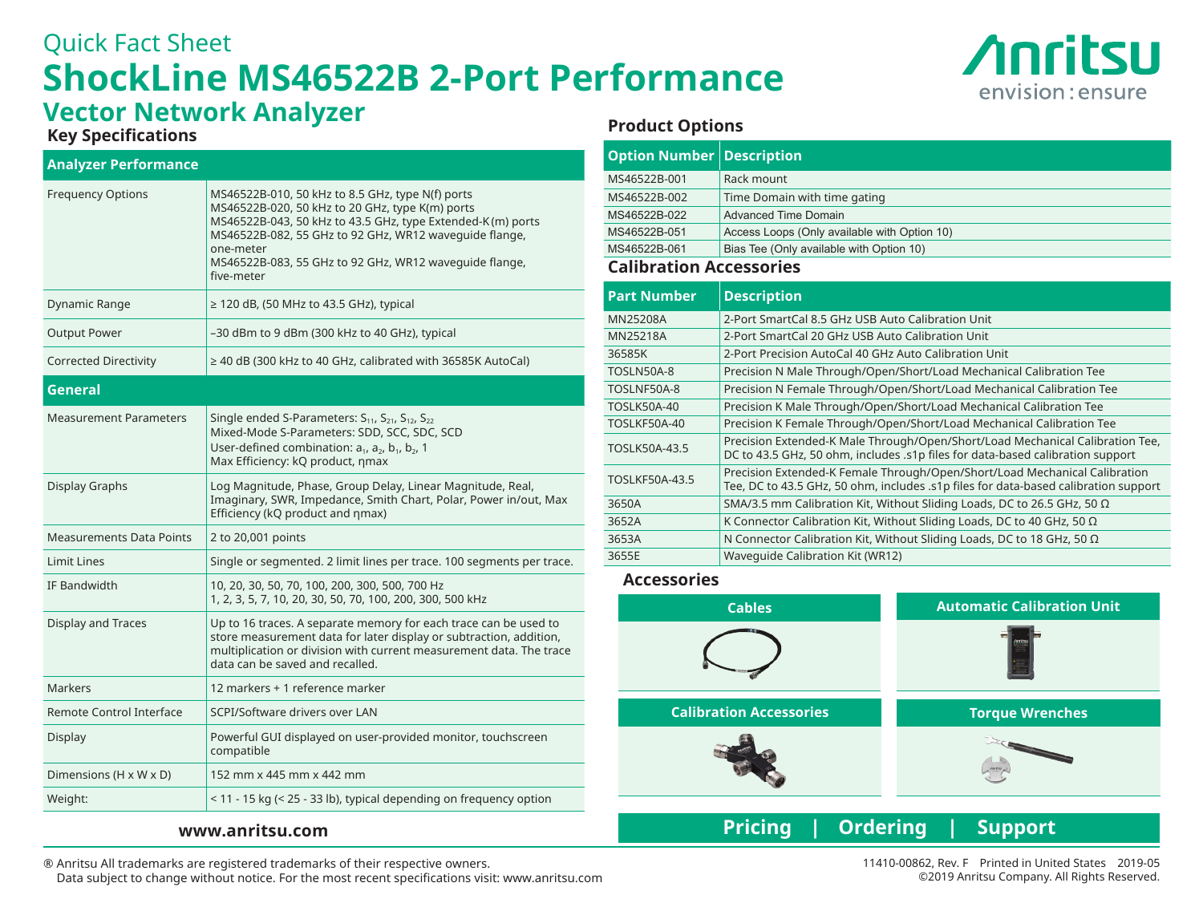# Quick Fact Sheet

# ShockLine MS46522B 2-Port Performance Vector Network Analyzer

## Key Specifications

| Analyzer Performance | |
|---|---|
| Frequency Options | MS46522B-010, 50 kHz to 8.5 GHz, type N(f) ports<br>MS46522B-020, 50 kHz to 20 GHz, type K(m) ports<br>MS46522B-043, 50 kHz to 43.5 GHz, type Extended-K(m) ports<br>MS46522B-082, 55 GHz to 92 GHz, WR12 waveguide flange, one-meter<br>MS46522B-083, 55 GHz to 92 GHz, WR12 waveguide flange, five-meter |
| Dynamic Range | ≥ 120 dB, (50 MHz to 43.5 GHz), typical |
| Output Power | –30 dBm to 9 dBm (300 kHz to 40 GHz), typical |
| Corrected Directivity | ≥ 40 dB (300 kHz to 40 GHz, calibrated with 36585K AutoCal) |
| **General** | |
| Measurement Parameters | Single ended S-Parameters: $S_{11}$, $S_{21}$, $S_{12}$, $S_{22}$<br>Mixed-Mode S-Parameters: SDD, SCC, SDC, SCD<br>User-defined combination: $a_1$, $a_2$, $b_1$, $b_2$, 1<br>Max Efficiency: kQ product, ηmax |
| Display Graphs | Log Magnitude, Phase, Group Delay, Linear Magnitude, Real, Imaginary, SWR, Impedance, Smith Chart, Polar, Power in/out, Max Efficiency (kQ product and ηmax) |
| Measurements Data Points | 2 to 20,001 points |
| Limit Lines | Single or segmented. 2 limit lines per trace. 100 segments per trace. |
| IF Bandwidth | 10, 20, 30, 50, 70, 100, 200, 300, 500, 700 Hz<br>1, 2, 3, 5, 7, 10, 20, 30, 50, 70, 100, 200, 300, 500 kHz |
| Display and Traces | Up to 16 traces. A separate memory for each trace can be used to store measurement data for later display or subtraction, addition, multiplication or division with current measurement data. The trace data can be saved and recalled. |
| Markers | 12 markers + 1 reference marker |
| Remote Control Interface | SCPI/Software drivers over LAN |
| Display | Powerful GUI displayed on user-provided monitor, touchscreen compatible |
| Dimensions (H x W x D) | 152 mm x 445 mm x 442 mm |
| Weight: | < 11 - 15 kg (< 25 - 33 lb), typical depending on frequency option |

**www.anritsu.com**

## Product Options

| Option Number | Description |
|---|---|
| MS46522B-001 | Rack mount |
| MS46522B-002 | Time Domain with time gating |
| MS46522B-022 | Advanced Time Domain |
| MS46522B-051 | Access Loops (Only available with Option 10) |
| MS46522B-061 | Bias Tee (Only available with Option 10) |

## Calibration Accessories

| Part Number | Description |
|---|---|
| MN25208A | 2-Port SmartCal 8.5 GHz USB Auto Calibration Unit |
| MN25218A | 2-Port SmartCal 20 GHz USB Auto Calibration Unit |
| 36585K | 2-Port Precision AutoCal 40 GHz Auto Calibration Unit |
| TOSLN50A-8 | Precision N Male Through/Open/Short/Load Mechanical Calibration Tee |
| TOSLNF50A-8 | Precision N Female Through/Open/Short/Load Mechanical Calibration Tee |
| TOSLK50A-40 | Precision K Male Through/Open/Short/Load Mechanical Calibration Tee |
| TOSLKF50A-40 | Precision K Female Through/Open/Short/Load Mechanical Calibration Tee |
| TOSLK50A-43.5 | Precision Extended-K Male Through/Open/Short/Load Mechanical Calibration Tee, DC to 43.5 GHz, 50 ohm, includes .s1p files for data-based calibration support |
| TOSLKF50A-43.5 | Precision Extended-K Female Through/Open/Short/Load Mechanical Calibration Tee, DC to 43.5 GHz, 50 ohm, includes .s1p files for data-based calibration support |
| 3650A | SMA/3.5 mm Calibration Kit, Without Sliding Loads, DC to 26.5 GHz, 50 Ω |
| 3652A | K Connector Calibration Kit, Without Sliding Loads, DC to 40 GHz, 50 Ω |
| 3653A | N Connector Calibration Kit, Without Sliding Loads, DC to 18 GHz, 50 Ω |
| 3655E | Waveguide Calibration Kit (WR12) |

## Accessories

Cables

Automatic Calibration Unit

Calibration Accessories

Torque Wrenches

**Pricing | Ordering | Support**

® Anritsu All trademarks are registered trademarks of their respective owners.
Data subject to change without notice. For the most recent specifications visit: www.anritsu.com

11410-00862, Rev. F Printed in United States 2019-05
©2019 Anritsu Company. All Rights Reserved.